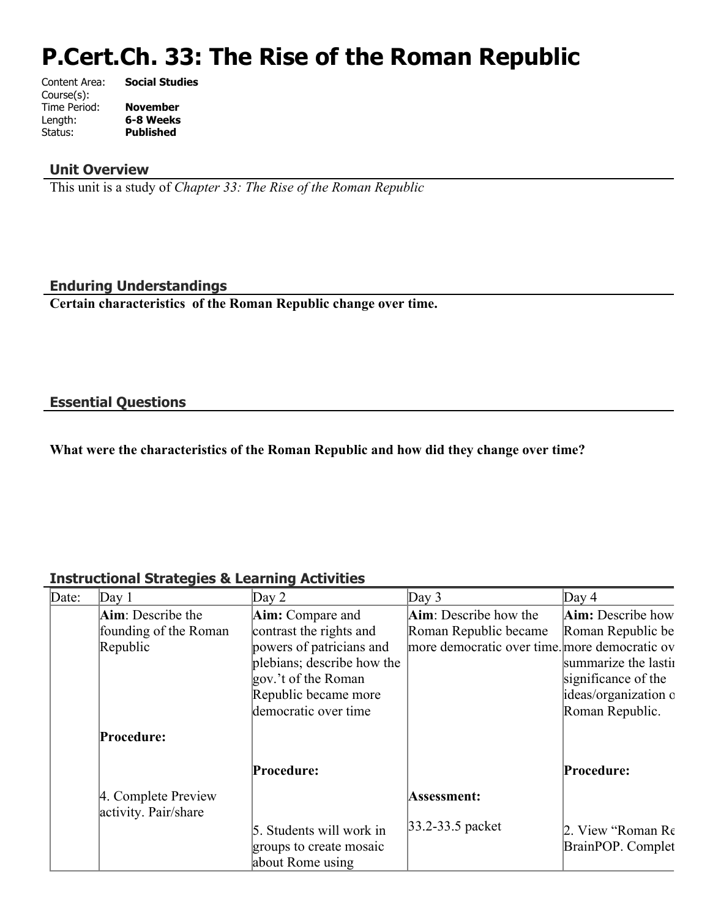# P.Cert.Ch. 33: The Rise of the Roman Republic

Content Area: **Social Studies**
Course(s):
Time Period: **November**
Length: **6-8 Weeks**
Status: **Published**

## Unit Overview

This unit is a study of *Chapter 33: The Rise of the Roman Republic*

## Enduring Understandings

**Certain characteristics of the Roman Republic change over time.**

## Essential Questions

**What were the characteristics of the Roman Republic and how did they change over time?**

## Instructional Strategies & Learning Activities

| Date: | Day 1 | Day 2 | Day 3 | Day 4 |
|---|---|---|---|---|
| | **Aim**: Describe the founding of the Roman Republic<br><br>**Procedure:**<br><br>4. Complete Preview activity. Pair/share | **Aim:** Compare and contrast the rights and powers of patricians and plebians; describe how the gov.'t of the Roman Republic became more democratic over time<br><br>**Procedure:**<br><br>5. Students will work in groups to create mosaic about Rome using | **Aim**: Describe how the Roman Republic became more democratic over time.<br><br>**Assessment:**<br><br>33.2-33.5 packet | **Aim:** Describe how Roman Republic be more democratic ov summarize the lastii significance of the ideas/organization o Roman Republic.<br><br>**Procedure:**<br><br>2. View "Roman Re BrainPOP. Complet |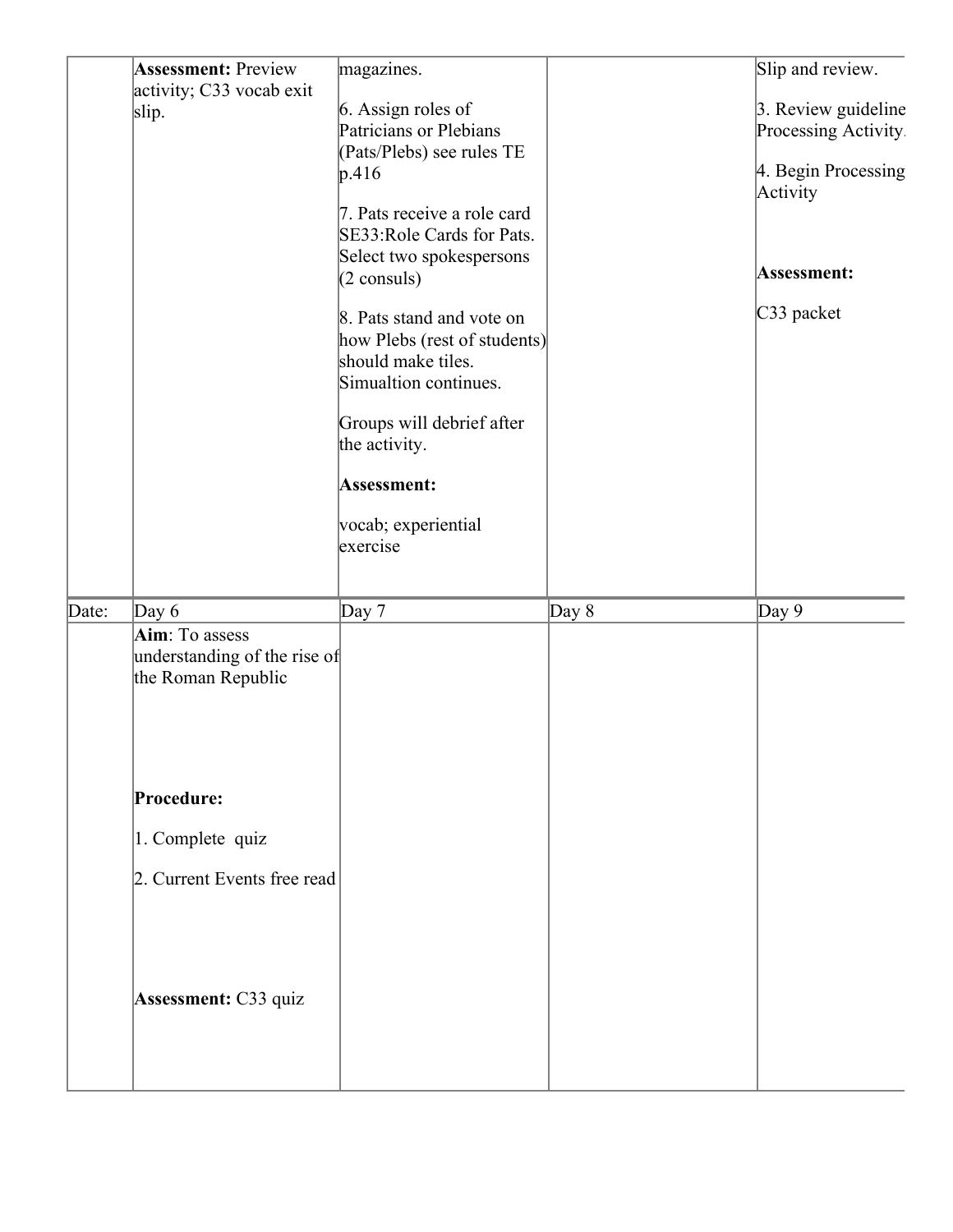| | | | | |
|---|---|---|---|---|
| | **Assessment:** Preview activity; C33 vocab exit slip. | magazines.<br><br>6. Assign roles of Patricians or Plebians (Pats/Plebs) see rules TE p.416<br><br>7. Pats receive a role card SE33:Role Cards for Pats. Select two spokespersons (2 consuls)<br><br>8. Pats stand and vote on how Plebs (rest of students) should make tiles. Simualtion continues.<br><br>Groups will debrief after the activity.<br><br>**Assessment:**<br><br>vocab; experiential exercise | | Slip and review.<br><br>3. Review guideline Processing Activity.<br><br>4. Begin Processing Activity<br><br>**Assessment:**<br><br>C33 packet |
| Date: | Day 6 | Day 7 | Day 8 | Day 9 |
| | **Aim**: To assess understanding of the rise of the Roman Republic<br><br>**Procedure:**<br><br>1. Complete quiz<br><br>2. Current Events free read<br><br>**Assessment:** C33 quiz | | | |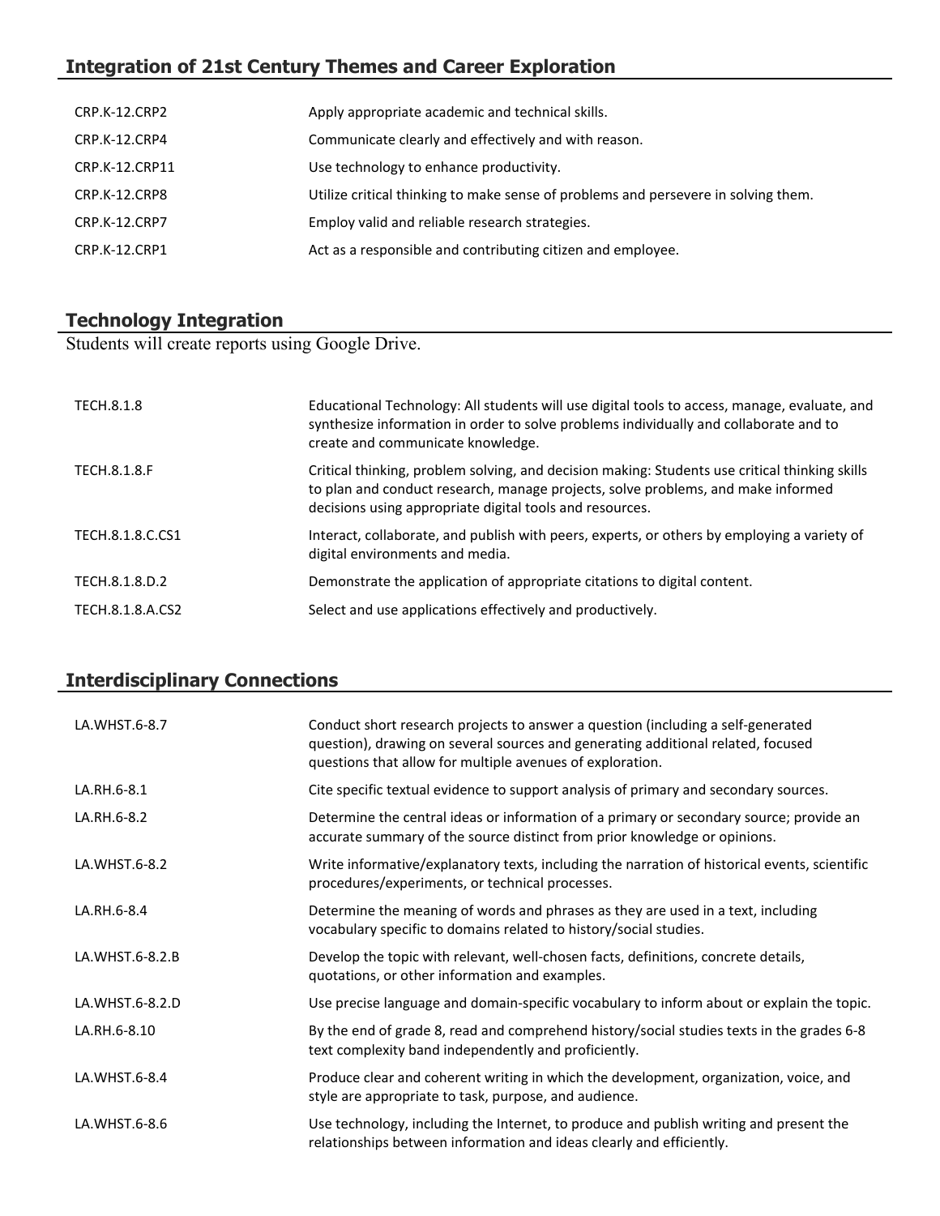## Integration of 21st Century Themes and Career Exploration

| | |
|---|---|
| CRP.K-12.CRP2 | Apply appropriate academic and technical skills. |
| CRP.K-12.CRP4 | Communicate clearly and effectively and with reason. |
| CRP.K-12.CRP11 | Use technology to enhance productivity. |
| CRP.K-12.CRP8 | Utilize critical thinking to make sense of problems and persevere in solving them. |
| CRP.K-12.CRP7 | Employ valid and reliable research strategies. |
| CRP.K-12.CRP1 | Act as a responsible and contributing citizen and employee. |

## Technology Integration

Students will create reports using Google Drive.

| | |
|---|---|
| TECH.8.1.8 | Educational Technology: All students will use digital tools to access, manage, evaluate, and synthesize information in order to solve problems individually and collaborate and to create and communicate knowledge. |
| TECH.8.1.8.F | Critical thinking, problem solving, and decision making: Students use critical thinking skills to plan and conduct research, manage projects, solve problems, and make informed decisions using appropriate digital tools and resources. |
| TECH.8.1.8.C.CS1 | Interact, collaborate, and publish with peers, experts, or others by employing a variety of digital environments and media. |
| TECH.8.1.8.D.2 | Demonstrate the application of appropriate citations to digital content. |
| TECH.8.1.8.A.CS2 | Select and use applications effectively and productively. |

## Interdisciplinary Connections

| | |
|---|---|
| LA.WHST.6-8.7 | Conduct short research projects to answer a question (including a self-generated question), drawing on several sources and generating additional related, focused questions that allow for multiple avenues of exploration. |
| LA.RH.6-8.1 | Cite specific textual evidence to support analysis of primary and secondary sources. |
| LA.RH.6-8.2 | Determine the central ideas or information of a primary or secondary source; provide an accurate summary of the source distinct from prior knowledge or opinions. |
| LA.WHST.6-8.2 | Write informative/explanatory texts, including the narration of historical events, scientific procedures/experiments, or technical processes. |
| LA.RH.6-8.4 | Determine the meaning of words and phrases as they are used in a text, including vocabulary specific to domains related to history/social studies. |
| LA.WHST.6-8.2.B | Develop the topic with relevant, well-chosen facts, definitions, concrete details, quotations, or other information and examples. |
| LA.WHST.6-8.2.D | Use precise language and domain-specific vocabulary to inform about or explain the topic. |
| LA.RH.6-8.10 | By the end of grade 8, read and comprehend history/social studies texts in the grades 6-8 text complexity band independently and proficiently. |
| LA.WHST.6-8.4 | Produce clear and coherent writing in which the development, organization, voice, and style are appropriate to task, purpose, and audience. |
| LA.WHST.6-8.6 | Use technology, including the Internet, to produce and publish writing and present the relationships between information and ideas clearly and efficiently. |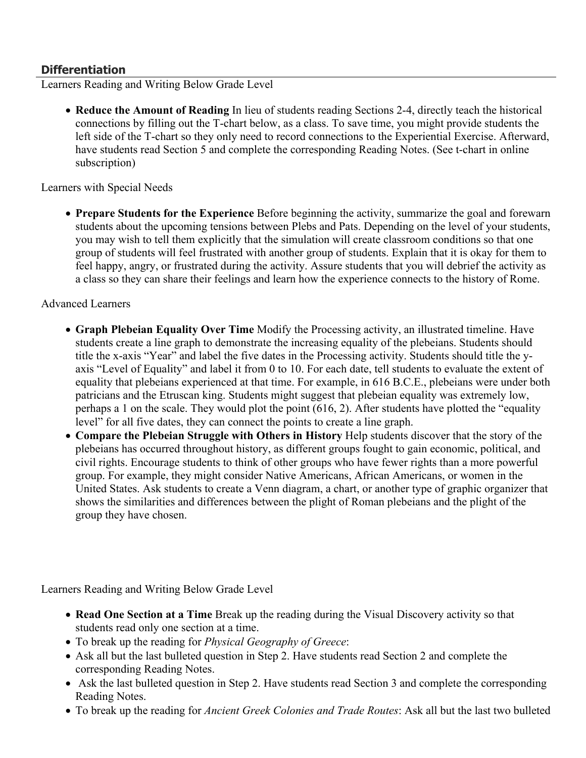## Differentiation

Learners Reading and Writing Below Grade Level

- **Reduce the Amount of Reading** In lieu of students reading Sections 2-4, directly teach the historical connections by filling out the T-chart below, as a class. To save time, you might provide students the left side of the T-chart so they only need to record connections to the Experiential Exercise. Afterward, have students read Section 5 and complete the corresponding Reading Notes. (See t-chart in online subscription)

Learners with Special Needs

- **Prepare Students for the Experience** Before beginning the activity, summarize the goal and forewarn students about the upcoming tensions between Plebs and Pats. Depending on the level of your students, you may wish to tell them explicitly that the simulation will create classroom conditions so that one group of students will feel frustrated with another group of students. Explain that it is okay for them to feel happy, angry, or frustrated during the activity. Assure students that you will debrief the activity as a class so they can share their feelings and learn how the experience connects to the history of Rome.

Advanced Learners

- **Graph Plebeian Equality Over Time** Modify the Processing activity, an illustrated timeline. Have students create a line graph to demonstrate the increasing equality of the plebeians. Students should title the x-axis "Year" and label the five dates in the Processing activity. Students should title the y-axis "Level of Equality" and label it from 0 to 10. For each date, tell students to evaluate the extent of equality that plebeians experienced at that time. For example, in 616 B.C.E., plebeians were under both patricians and the Etruscan king. Students might suggest that plebeian equality was extremely low, perhaps a 1 on the scale. They would plot the point (616, 2). After students have plotted the "equality level" for all five dates, they can connect the points to create a line graph.
- **Compare the Plebeian Struggle with Others in History** Help students discover that the story of the plebeians has occurred throughout history, as different groups fought to gain economic, political, and civil rights. Encourage students to think of other groups who have fewer rights than a more powerful group. For example, they might consider Native Americans, African Americans, or women in the United States. Ask students to create a Venn diagram, a chart, or another type of graphic organizer that shows the similarities and differences between the plight of Roman plebeians and the plight of the group they have chosen.

Learners Reading and Writing Below Grade Level

- **Read One Section at a Time** Break up the reading during the Visual Discovery activity so that students read only one section at a time.
- To break up the reading for *Physical Geography of Greece*:
- Ask all but the last bulleted question in Step 2. Have students read Section 2 and complete the corresponding Reading Notes.
- Ask the last bulleted question in Step 2. Have students read Section 3 and complete the corresponding Reading Notes.
- To break up the reading for *Ancient Greek Colonies and Trade Routes*: Ask all but the last two bulleted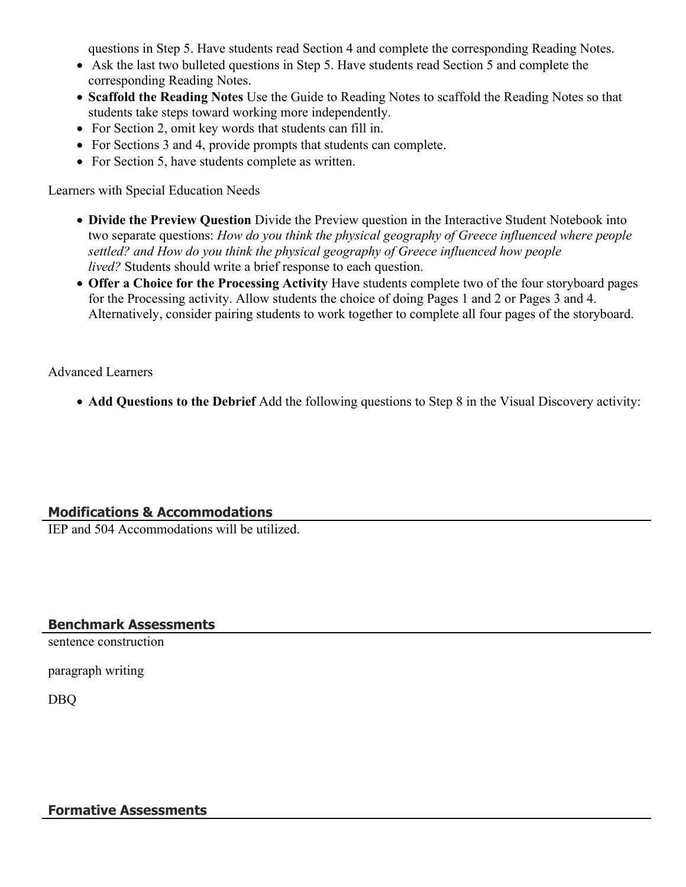questions in Step 5. Have students read Section 4 and complete the corresponding Reading Notes.

- Ask the last two bulleted questions in Step 5. Have students read Section 5 and complete the corresponding Reading Notes.
- **Scaffold the Reading Notes** Use the Guide to Reading Notes to scaffold the Reading Notes so that students take steps toward working more independently.
- For Section 2, omit key words that students can fill in.
- For Sections 3 and 4, provide prompts that students can complete.
- For Section 5, have students complete as written.

Learners with Special Education Needs

- **Divide the Preview Question** Divide the Preview question in the Interactive Student Notebook into two separate questions: *How do you think the physical geography of Greece influenced where people settled? and How do you think the physical geography of Greece influenced how people lived?* Students should write a brief response to each question.
- **Offer a Choice for the Processing Activity** Have students complete two of the four storyboard pages for the Processing activity. Allow students the choice of doing Pages 1 and 2 or Pages 3 and 4. Alternatively, consider pairing students to work together to complete all four pages of the storyboard.

Advanced Learners

- **Add Questions to the Debrief** Add the following questions to Step 8 in the Visual Discovery activity:

## Modifications & Accommodations

IEP and 504 Accommodations will be utilized.

## Benchmark Assessments

sentence construction

paragraph writing

DBQ

## Formative Assessments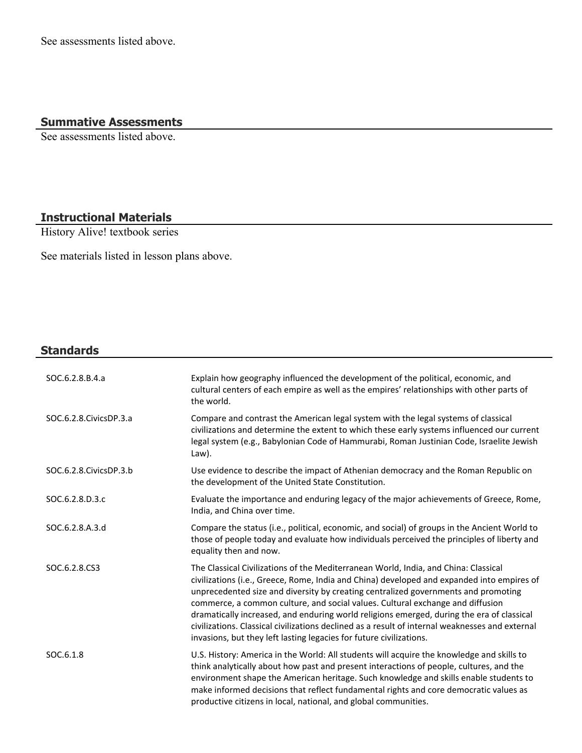See assessments listed above.

## Summative Assessments

See assessments listed above.

## Instructional Materials

History Alive! textbook series

See materials listed in lesson plans above.

## Standards

| | |
|---|---|
| SOC.6.2.8.B.4.a | Explain how geography influenced the development of the political, economic, and cultural centers of each empire as well as the empires' relationships with other parts of the world. |
| SOC.6.2.8.CivicsDP.3.a | Compare and contrast the American legal system with the legal systems of classical civilizations and determine the extent to which these early systems influenced our current legal system (e.g., Babylonian Code of Hammurabi, Roman Justinian Code, Israelite Jewish Law). |
| SOC.6.2.8.CivicsDP.3.b | Use evidence to describe the impact of Athenian democracy and the Roman Republic on the development of the United State Constitution. |
| SOC.6.2.8.D.3.c | Evaluate the importance and enduring legacy of the major achievements of Greece, Rome, India, and China over time. |
| SOC.6.2.8.A.3.d | Compare the status (i.e., political, economic, and social) of groups in the Ancient World to those of people today and evaluate how individuals perceived the principles of liberty and equality then and now. |
| SOC.6.2.8.CS3 | The Classical Civilizations of the Mediterranean World, India, and China: Classical civilizations (i.e., Greece, Rome, India and China) developed and expanded into empires of unprecedented size and diversity by creating centralized governments and promoting commerce, a common culture, and social values. Cultural exchange and diffusion dramatically increased, and enduring world religions emerged, during the era of classical civilizations. Classical civilizations declined as a result of internal weaknesses and external invasions, but they left lasting legacies for future civilizations. |
| SOC.6.1.8 | U.S. History: America in the World: All students will acquire the knowledge and skills to think analytically about how past and present interactions of people, cultures, and the environment shape the American heritage. Such knowledge and skills enable students to make informed decisions that reflect fundamental rights and core democratic values as productive citizens in local, national, and global communities. |